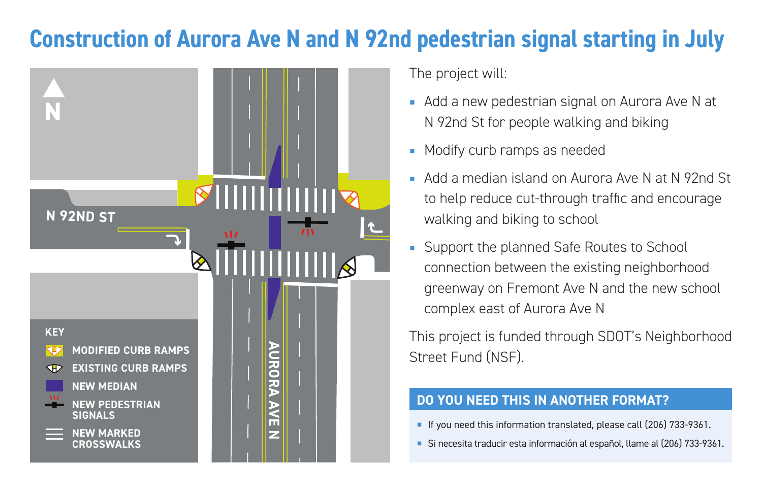# Construction of Aurora Ave N and N 92nd pedestrian signal starting in July

N

N 92ND ST

AURORA AVE N

**KEY**

- **MODIFIED CURB RAMPS**
- **EXISTING CURB RAMPS**
- **NEW MEDIAN**
- **NEW PEDESTRIAN SIGNALS**
- **NEW MARKED CROSSWALKS**

The project will:

- Add a new pedestrian signal on Aurora Ave N at N 92nd St for people walking and biking
- Modify curb ramps as needed
- Add a median island on Aurora Ave N at N 92nd St to help reduce cut-through traffic and encourage walking and biking to school
- Support the planned Safe Routes to School connection between the existing neighborhood greenway on Fremont Ave N and the new school complex east of Aurora Ave N

This project is funded through SDOT's Neighborhood Street Fund (NSF).

## DO YOU NEED THIS IN ANOTHER FORMAT?

- If you need this information translated, please call (206) 733-9361.
- Si necesita traducir esta información al español, llame al (206) 733-9361.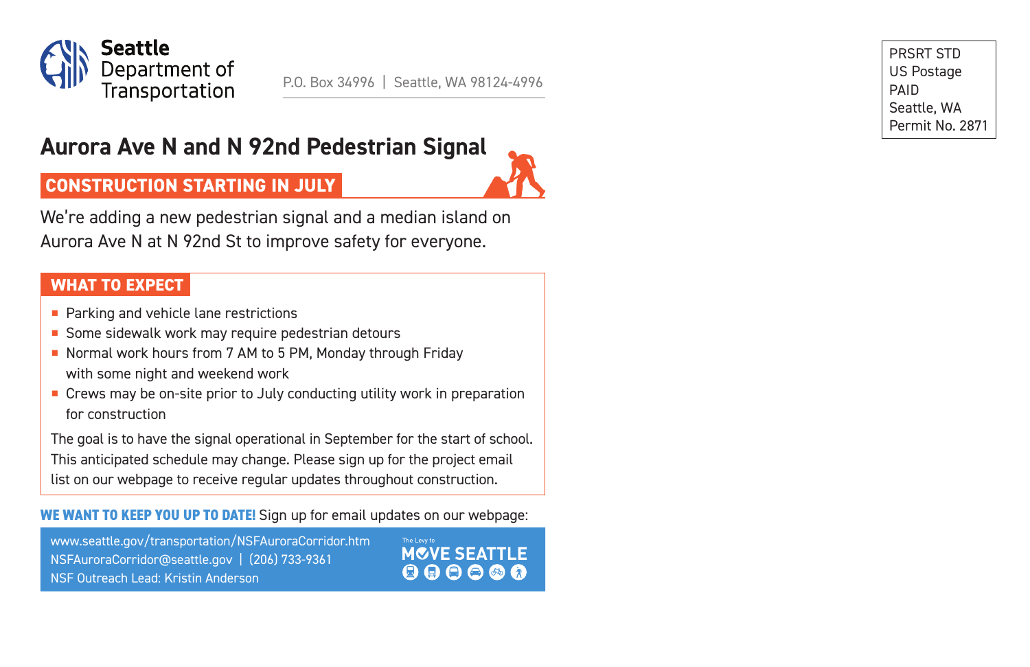**Seattle** Department of Transportation

P.O. Box 34996 | Seattle, WA 98124-4996

PRSRT STD
US Postage
PAID
Seattle, WA
Permit No. 2871

# Aurora Ave N and N 92nd Pedestrian Signal

## CONSTRUCTION STARTING IN JULY

We're adding a new pedestrian signal and a median island on Aurora Ave N at N 92nd St to improve safety for everyone.

## WHAT TO EXPECT

- Parking and vehicle lane restrictions
- Some sidewalk work may require pedestrian detours
- Normal work hours from 7 AM to 5 PM, Monday through Friday with some night and weekend work
- Crews may be on-site prior to July conducting utility work in preparation for construction

The goal is to have the signal operational in September for the start of school. This anticipated schedule may change. Please sign up for the project email list on our webpage to receive regular updates throughout construction.

**WE WANT TO KEEP YOU UP TO DATE!** Sign up for email updates on our webpage:

www.seattle.gov/transportation/NSFAuroraCorridor.htm
NSFAuroraCorridor@seattle.gov | (206) 733-9361
NSF Outreach Lead: Kristin Anderson

The Levy to MOVE SEATTLE